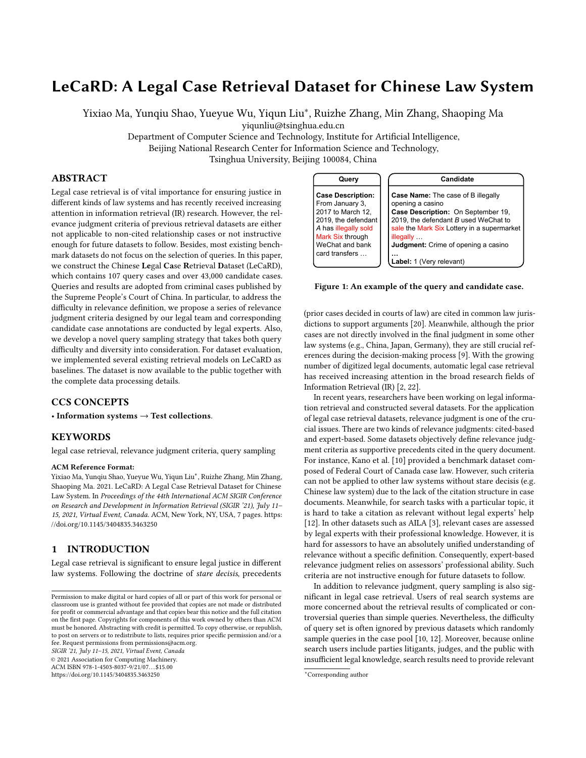# LeCaRD: A Legal Case Retrieval Dataset for Chinese Law System

Yixiao Ma, Yunqiu Shao, Yueyue Wu, Yiqun Liu*, Ruizhe Zhang, Min Zhang, Shaoping Ma

yiqunliu@tsinghua.edu.cn

Department of Computer Science and Technology, Institute for Artificial Intelligence,
Beijing National Research Center for Information Science and Technology,
Tsinghua University, Beijing 100084, China

## ABSTRACT

Legal case retrieval is of vital importance for ensuring justice in different kinds of law systems and has recently received increasing attention in information retrieval (IR) research. However, the relevance judgment criteria of previous retrieval datasets are either not applicable to non-cited relationship cases or not instructive enough for future datasets to follow. Besides, most existing benchmark datasets do not focus on the selection of queries. In this paper, we construct the Chinese **Le**gal **Ca**se **R**etrieval **D**ataset (LeCaRD), which contains 107 query cases and over 43,000 candidate cases. Queries and results are adopted from criminal cases published by the Supreme People's Court of China. In particular, to address the difficulty in relevance definition, we propose a series of relevance judgment criteria designed by our legal team and corresponding candidate case annotations are conducted by legal experts. Also, we develop a novel query sampling strategy that takes both query difficulty and diversity into consideration. For dataset evaluation, we implemented several existing retrieval models on LeCaRD as baselines. The dataset is now available to the public together with the complete data processing details.

## CCS CONCEPTS

• **Information systems** → **Test collections**.

## KEYWORDS

legal case retrieval, relevance judgment criteria, query sampling

**ACM Reference Format:**
Yixiao Ma, Yunqiu Shao, Yueyue Wu, Yiqun Liu*, Ruizhe Zhang, Min Zhang, Shaoping Ma. 2021. LeCaRD: A Legal Case Retrieval Dataset for Chinese Law System. In *Proceedings of the 44th International ACM SIGIR Conference on Research and Development in Information Retrieval (SIGIR '21), July 11–15, 2021, Virtual Event, Canada.* ACM, New York, NY, USA, 7 pages. https://doi.org/10.1145/3404835.3463250

## 1 INTRODUCTION

Legal case retrieval is significant to ensure legal justice in different law systems. Following the doctrine of *stare decisis*, precedents (prior cases decided in courts of law) are cited in common law jurisdictions to support arguments [20]. Meanwhile, although the prior cases are not directly involved in the final judgment in some other law systems (e.g., China, Japan, Germany), they are still crucial references during the decision-making process [9]. With the growing number of digitized legal documents, automatic legal case retrieval has received increasing attention in the broad research fields of Information Retrieval (IR) [2, 22].

| Query | Candidate |
|---|---|
| **Case Description:** From January 3, 2017 to March 12, 2019, the defendant *A* has illegally sold Mark Six through WeChat and bank card transfers … | **Case Name:** The case of B illegally opening a casino<br>**Case Description:** On September 19, 2019, the defendant *B* used WeChat to sale the Mark Six Lottery in a supermarket illegally …<br>**Judgment:** Crime of opening a casino<br>…<br>**Label:** 1 (Very relevant) |

**Figure 1: An example of the query and candidate case.**

In recent years, researchers have been working on legal information retrieval and constructed several datasets. For the application of legal case retrieval datasets, relevance judgment is one of the crucial issues. There are two kinds of relevance judgments: cited-based and expert-based. Some datasets objectively define relevance judgment criteria as supportive precedents cited in the query document. For instance, Kano et al. [10] provided a benchmark dataset composed of Federal Court of Canada case law. However, such criteria can not be applied to other law systems without stare decisis (e.g. Chinese law system) due to the lack of the citation structure in case documents. Meanwhile, for search tasks with a particular topic, it is hard to take a citation as relevant without legal experts' help [12]. In other datasets such as AILA [3], relevant cases are assessed by legal experts with their professional knowledge. However, it is hard for assessors to have an absolutely unified understanding of relevance without a specific definition. Consequently, expert-based relevance judgment relies on assessors' professional ability. Such criteria are not instructive enough for future datasets to follow.

In addition to relevance judgment, query sampling is also significant in legal case retrieval. Users of real search systems are more concerned about the retrieval results of complicated or controversial queries than simple queries. Nevertheless, the difficulty of query set is often ignored by previous datasets which randomly sample queries in the case pool [10, 12]. Moreover, because online search users include parties litigants, judges, and the public with insufficient legal knowledge, search results need to provide relevant

---

Permission to make digital or hard copies of all or part of this work for personal or classroom use is granted without fee provided that copies are not made or distributed for profit or commercial advantage and that copies bear this notice and the full citation on the first page. Copyrights for components of this work owned by others than ACM must be honored. Abstracting with credit is permitted. To copy otherwise, or republish, to post on servers or to redistribute to lists, requires prior specific permission and/or a fee. Request permissions from permissions@acm.org.
*SIGIR '21, July 11–15, 2021, Virtual Event, Canada*
© 2021 Association for Computing Machinery.
ACM ISBN 978-1-4503-8037-9/21/07…$15.00
https://doi.org/10.1145/3404835.3463250

*Corresponding author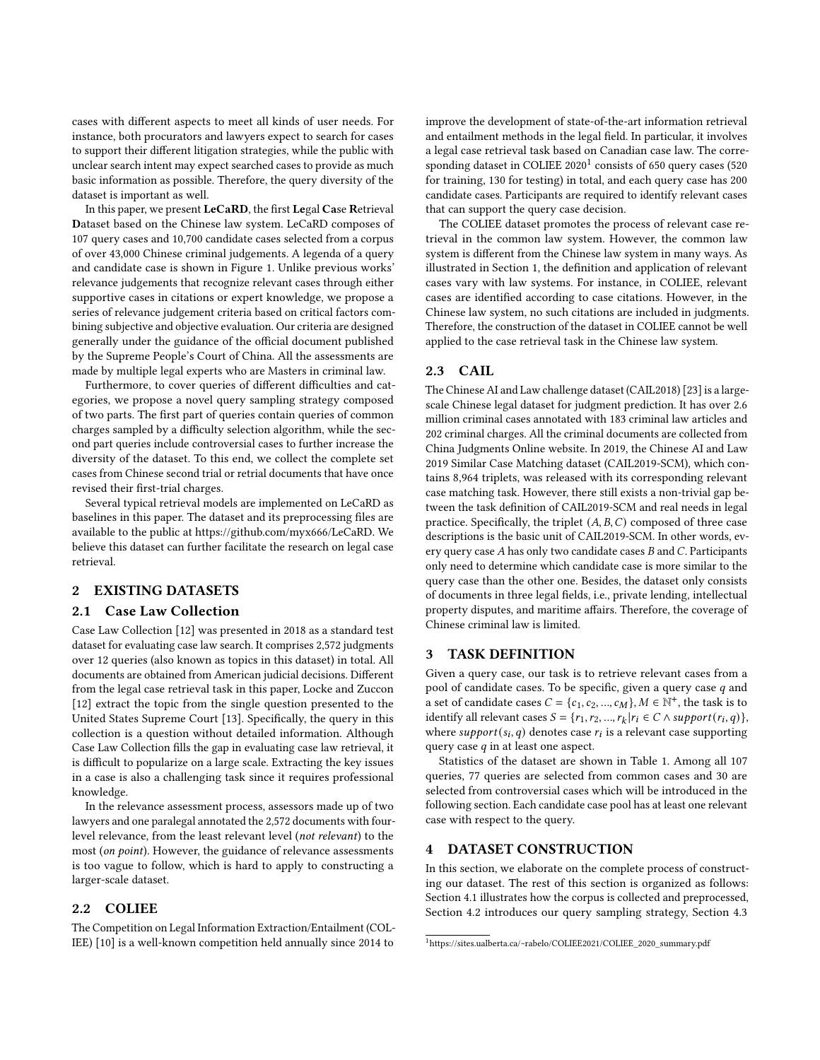cases with different aspects to meet all kinds of user needs. For instance, both procurators and lawyers expect to search for cases to support their different litigation strategies, while the public with unclear search intent may expect searched cases to provide as much basic information as possible. Therefore, the query diversity of the dataset is important as well.

In this paper, we present **LeCaRD**, the first **Le**gal **Ca**se **R**etrieval **D**ataset based on the Chinese law system. LeCaRD composes of 107 query cases and 10,700 candidate cases selected from a corpus of over 43,000 Chinese criminal judgements. A legenda of a query and candidate case is shown in Figure 1. Unlike previous works' relevance judgements that recognize relevant cases through either supportive cases in citations or expert knowledge, we propose a series of relevance judgement criteria based on critical factors combining subjective and objective evaluation. Our criteria are designed generally under the guidance of the official document published by the Supreme People's Court of China. All the assessments are made by multiple legal experts who are Masters in criminal law.

Furthermore, to cover queries of different difficulties and categories, we propose a novel query sampling strategy composed of two parts. The first part of queries contain queries of common charges sampled by a difficulty selection algorithm, while the second part queries include controversial cases to further increase the diversity of the dataset. To this end, we collect the complete set cases from Chinese second trial or retrial documents that have once revised their first-trial charges.

Several typical retrieval models are implemented on LeCaRD as baselines in this paper. The dataset and its preprocessing files are available to the public at https://github.com/myx666/LeCaRD. We believe this dataset can further facilitate the research on legal case retrieval.

## 2 EXISTING DATASETS

### 2.1 Case Law Collection

Case Law Collection [12] was presented in 2018 as a standard test dataset for evaluating case law search. It comprises 2,572 judgments over 12 queries (also known as topics in this dataset) in total. All documents are obtained from American judicial decisions. Different from the legal case retrieval task in this paper, Locke and Zuccon [12] extract the topic from the single question presented to the United States Supreme Court [13]. Specifically, the query in this collection is a question without detailed information. Although Case Law Collection fills the gap in evaluating case law retrieval, it is difficult to popularize on a large scale. Extracting the key issues in a case is also a challenging task since it requires professional knowledge.

In the relevance assessment process, assessors made up of two lawyers and one paralegal annotated the 2,572 documents with four-level relevance, from the least relevant level (*not relevant*) to the most (*on point*). However, the guidance of relevance assessments is too vague to follow, which is hard to apply to constructing a larger-scale dataset.

### 2.2 COLIEE

The Competition on Legal Information Extraction/Entailment (COLIEE) [10] is a well-known competition held annually since 2014 to improve the development of state-of-the-art information retrieval and entailment methods in the legal field. In particular, it involves a legal case retrieval task based on Canadian case law. The corresponding dataset in COLIEE 2020[1] consists of 650 query cases (520 for training, 130 for testing) in total, and each query case has 200 candidate cases. Participants are required to identify relevant cases that can support the query case decision.

The COLIEE dataset promotes the process of relevant case retrieval in the common law system. However, the common law system is different from the Chinese law system in many ways. As illustrated in Section 1, the definition and application of relevant cases vary with law systems. For instance, in COLIEE, relevant cases are identified according to case citations. However, in the Chinese law system, no such citations are included in judgments. Therefore, the construction of the dataset in COLIEE cannot be well applied to the case retrieval task in the Chinese law system.

### 2.3 CAIL

The Chinese AI and Law challenge dataset (CAIL2018) [23] is a large-scale Chinese legal dataset for judgment prediction. It has over 2.6 million criminal cases annotated with 183 criminal law articles and 202 criminal charges. All the criminal documents are collected from China Judgments Online website. In 2019, the Chinese AI and Law 2019 Similar Case Matching dataset (CAIL2019-SCM), which contains 8,964 triplets, was released with its corresponding relevant case matching task. However, there still exists a non-trivial gap between the task definition of CAIL2019-SCM and real needs in legal practice. Specifically, the triplet $(A, B, C)$ composed of three case descriptions is the basic unit of CAIL2019-SCM. In other words, every query case $A$ has only two candidate cases $B$ and $C$. Participants only need to determine which candidate case is more similar to the query case than the other one. Besides, the dataset only consists of documents in three legal fields, i.e., private lending, intellectual property disputes, and maritime affairs. Therefore, the coverage of Chinese criminal law is limited.

## 3 TASK DEFINITION

Given a query case, our task is to retrieve relevant cases from a pool of candidate cases. To be specific, given a query case $q$ and a set of candidate cases $C = \{c_1, c_2, ..., c_M\}, M \in \mathbb{N}^+$, the task is to identify all relevant cases $S = \{r_1, r_2, ..., r_k | r_i \in C \wedge support(r_i, q)\}$, where $support(s_i, q)$ denotes case $r_i$ is a relevant case supporting query case $q$ in at least one aspect.

Statistics of the dataset are shown in Table 1. Among all 107 queries, 77 queries are selected from common cases and 30 are selected from controversial cases which will be introduced in the following section. Each candidate case pool has at least one relevant case with respect to the query.

## 4 DATASET CONSTRUCTION

In this section, we elaborate on the complete process of constructing our dataset. The rest of this section is organized as follows: Section 4.1 illustrates how the corpus is collected and preprocessed, Section 4.2 introduces our query sampling strategy, Section 4.3

[1] https://sites.ualberta.ca/~rabelo/COLIEE2021/COLIEE_2020_summary.pdf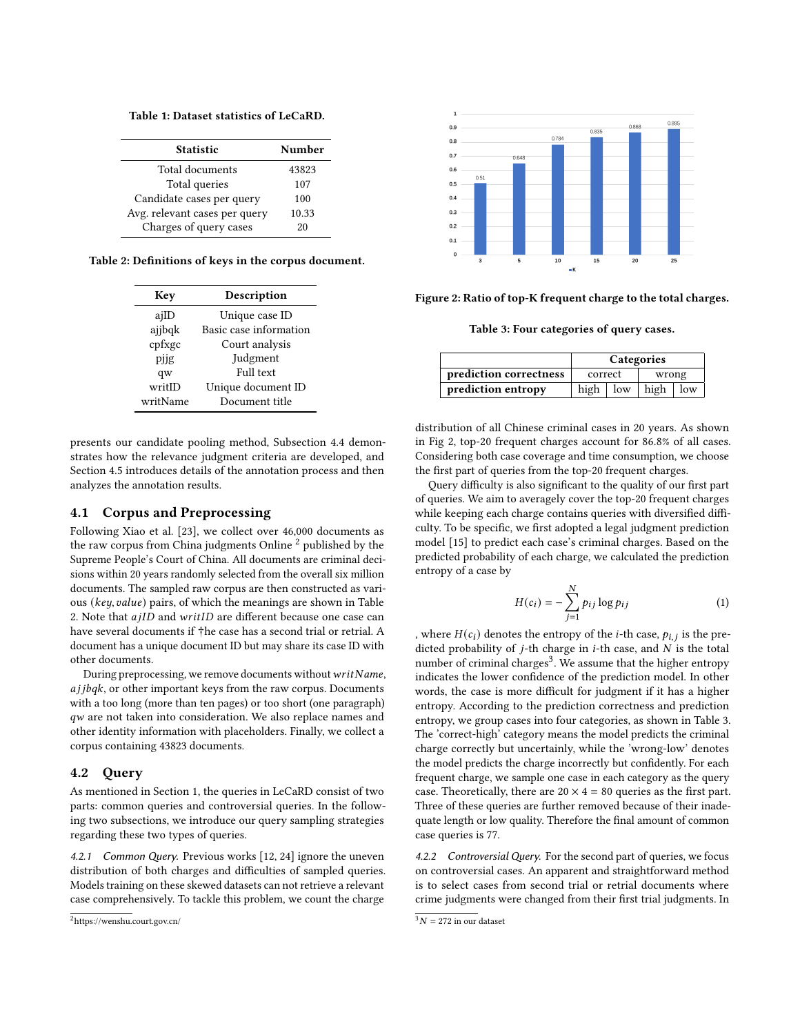Table 1: Dataset statistics of LeCaRD.

| Statistic | Number |
|---|---|
| Total documents | 43823 |
| Total queries | 107 |
| Candidate cases per query | 100 |
| Avg. relevant cases per query | 10.33 |
| Charges of query cases | 20 |

Table 2: Definitions of keys in the corpus document.

| Key | Description |
|---|---|
| ajID | Unique case ID |
| ajjbqk | Basic case information |
| cpfxgc | Court analysis |
| pjjg | Judgment |
| qw | Full text |
| writID | Unique document ID |
| writName | Document title |

presents our candidate pooling method, Subsection 4.4 demonstrates how the relevance judgment criteria are developed, and Section 4.5 introduces details of the annotation process and then analyzes the annotation results.

## 4.1 Corpus and Preprocessing

Following Xiao et al. [23], we collect over 46,000 documents as the raw corpus from China judgments Online [2] published by the Supreme People's Court of China. All documents are criminal decisions within 20 years randomly selected from the overall six million documents. The sampled raw corpus are then constructed as various ($key, value$) pairs, of which the meanings are shown in Table 2. Note that $ajID$ and $writID$ are different because one case can have several documents if †he case has a second trial or retrial. A document has a unique document ID but may share its case ID with other documents.

During preprocessing, we remove documents without $writName$, $ajjbqk$, or other important keys from the raw corpus. Documents with a too long (more than ten pages) or too short (one paragraph) $qw$ are not taken into consideration. We also replace names and other identity information with placeholders. Finally, we collect a corpus containing 43823 documents.

## 4.2 Query

As mentioned in Section 1, the queries in LeCaRD consist of two parts: common queries and controversial queries. In the following two subsections, we introduce our query sampling strategies regarding these two types of queries.

*4.2.1 Common Query.* Previous works [12, 24] ignore the uneven distribution of both charges and difficulties of sampled queries. Models training on these skewed datasets can not retrieve a relevant case comprehensively. To tackle this problem, we count the charge distribution of all Chinese criminal cases in 20 years. As shown in Fig 2, top-20 frequent charges account for 86.8% of all cases. Considering both case coverage and time consumption, we choose the first part of queries from the top-20 frequent charges.

Figure 2: Ratio of top-K frequent charge to the total charges.

Table 3: Four categories of query cases.

| | Categories | | | |
|---|---|---|---|---|
| **prediction correctness** | correct | | wrong | |
| **prediction entropy** | high | low | high | low |

Query difficulty is also significant to the quality of our first part of queries. We aim to averagely cover the top-20 frequent charges while keeping each charge contains queries with diversified difficulty. To be specific, we first adopted a legal judgment prediction model [15] to predict each case's criminal charges. Based on the predicted probability of each charge, we calculated the prediction entropy of a case by

$$H(c_i) = -\sum_{j=1}^{N} p_{ij} \log p_{ij} \tag{1}$$

, where $H(c_i)$ denotes the entropy of the $i$-th case, $p_{i,j}$ is the predicted probability of $j$-th charge in $i$-th case, and $N$ is the total number of criminal charges[3]. We assume that the higher entropy indicates the lower confidence of the prediction model. In other words, the case is more difficult for judgment if it has a higher entropy. According to the prediction correctness and prediction entropy, we group cases into four categories, as shown in Table 3. The 'correct-high' category means the model predicts the criminal charge correctly but uncertainly, while the 'wrong-low' denotes the model predicts the charge incorrectly but confidently. For each frequent charge, we sample one case in each category as the query case. Theoretically, there are $20 \times 4 = 80$ queries as the first part. Three of these queries are further removed because of their inadequate length or low quality. Therefore the final amount of common case queries is 77.

*4.2.2 Controversial Query.* For the second part of queries, we focus on controversial cases. An apparent and straightforward method is to select cases from second trial or retrial documents where crime judgments were changed from their first trial judgments. In

[2] https://wenshu.court.gov.cn/

[3] $N = 272$ in our dataset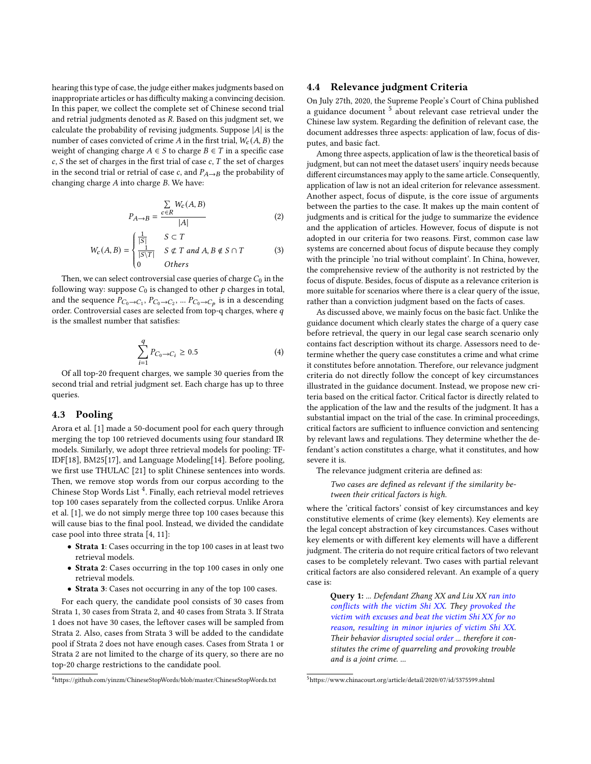hearing this type of case, the judge either makes judgments based on inappropriate articles or has difficulty making a convincing decision. In this paper, we collect the complete set of Chinese second trial and retrial judgments denoted as $R$. Based on this judgment set, we calculate the probability of revising judgments. Suppose $|A|$ is the number of cases convicted of crime $A$ in the first trial, $W_c(A, B)$ the weight of changing charge $A \in S$ to charge $B \in T$ in a specific case $c$, $S$ the set of charges in the first trial of case $c$, $T$ the set of charges in the second trial or retrial of case $c$, and $P_{A \to B}$ the probability of changing charge $A$ into charge $B$. We have:

$$P_{A \to B} = \frac{\sum_{c \in R} W_c(A, B)}{|A|} \tag{2}$$

$$W_c(A, B) = \begin{cases} \frac{1}{|S|} & S \subset T \\ \frac{1}{|S \setminus T|} & S \not\subset T \text{ and } A, B \notin S \cap T \\ 0 & Others \end{cases} \tag{3}$$

Then, we can select controversial case queries of charge $C_0$ in the following way: suppose $C_0$ is changed to other $p$ charges in total, and the sequence $P_{C_0 \to C_1}$, $P_{C_0 \to C_2}$, ... $P_{C_0 \to C_p}$ is in a descending order. Controversial cases are selected from top-q charges, where $q$ is the smallest number that satisfies:

$$\sum_{i=1}^{q} P_{C_0 \to C_i} \geq 0.5 \tag{4}$$

Of all top-20 frequent charges, we sample 30 queries from the second trial and retrial judgment set. Each charge has up to three queries.

## 4.3 Pooling

Arora et al. [1] made a 50-document pool for each query through merging the top 100 retrieved documents using four standard IR models. Similarly, we adopt three retrieval models for pooling: TF-IDF[18], BM25[17], and Language Modeling[14]. Before pooling, we first use THULAC [21] to split Chinese sentences into words. Then, we remove stop words from our corpus according to the Chinese Stop Words List [4]. Finally, each retrieval model retrieves top 100 cases separately from the collected corpus. Unlike Arora et al. [1], we do not simply merge three top 100 cases because this will cause bias to the final pool. Instead, we divided the candidate case pool into three strata [4, 11]:

- **Strata 1**: Cases occurring in the top 100 cases in at least two retrieval models.
- **Strata 2**: Cases occurring in the top 100 cases in only one retrieval models.
- **Strata 3**: Cases not occurring in any of the top 100 cases.

For each query, the candidate pool consists of 30 cases from Strata 1, 30 cases from Strata 2, and 40 cases from Strata 3. If Strata 1 does not have 30 cases, the leftover cases will be sampled from Strata 2. Also, cases from Strata 3 will be added to the candidate pool if Strata 2 does not have enough cases. Cases from Strata 1 or Strata 2 are not limited to the charge of its query, so there are no top-20 charge restrictions to the candidate pool.

[4] https://github.com/yinzm/ChineseStopWords/blob/master/ChineseStopWords.txt

## 4.4 Relevance judgment Criteria

On July 27th, 2020, the Supreme People's Court of China published a guidance document [5] about relevant case retrieval under the Chinese law system. Regarding the definition of relevant case, the document addresses three aspects: application of law, focus of disputes, and basic fact.

Among three aspects, application of law is the theoretical basis of judgment, but can not meet the dataset users' inquiry needs because different circumstances may apply to the same article. Consequently, application of law is not an ideal criterion for relevance assessment. Another aspect, focus of dispute, is the core issue of arguments between the parties to the case. It makes up the main content of judgments and is critical for the judge to summarize the evidence and the application of articles. However, focus of dispute is not adopted in our criteria for two reasons. First, common case law systems are concerned about focus of dispute because they comply with the principle 'no trial without complaint'. In China, however, the comprehensive review of the authority is not restricted by the focus of dispute. Besides, focus of dispute as a relevance criterion is more suitable for scenarios where there is a clear query of the issue, rather than a conviction judgment based on the facts of cases.

As discussed above, we mainly focus on the basic fact. Unlike the guidance document which clearly states the charge of a query case before retrieval, the query in our legal case search scenario only contains fact description without its charge. Assessors need to determine whether the query case constitutes a crime and what crime it constitutes before annotation. Therefore, our relevance judgment criteria do not directly follow the concept of key circumstances illustrated in the guidance document. Instead, we propose new criteria based on the critical factor. Critical factor is directly related to the application of the law and the results of the judgment. It has a substantial impact on the trial of the case. In criminal proceedings, critical factors are sufficient to influence conviction and sentencing by relevant laws and regulations. They determine whether the defendant's action constitutes a charge, what it constitutes, and how severe it is.

The relevance judgment criteria are defined as:

> *Two cases are defined as relevant if the similarity between their critical factors is high.*

where the 'critical factors' consist of key circumstances and key constitutive elements of crime (key elements). Key elements are the legal concept abstraction of key circumstances. Cases without key elements or with different key elements will have a different judgment. The criteria do not require critical factors of two relevant cases to be completely relevant. Two cases with partial relevant critical factors are also considered relevant. An example of a query case is:

> **Query 1:** *... Defendant Zhang XX and Liu XX ran into conflicts with the victim Shi XX. They provoked the victim with excuses and beat the victim Shi XX for no reason, resulting in minor injuries of victim Shi XX. Their behavior disrupted social order ... therefore it constitutes the crime of quarreling and provoking trouble and is a joint crime. ...*

[5] https://www.chinacourt.org/article/detail/2020/07/id/5375599.shtml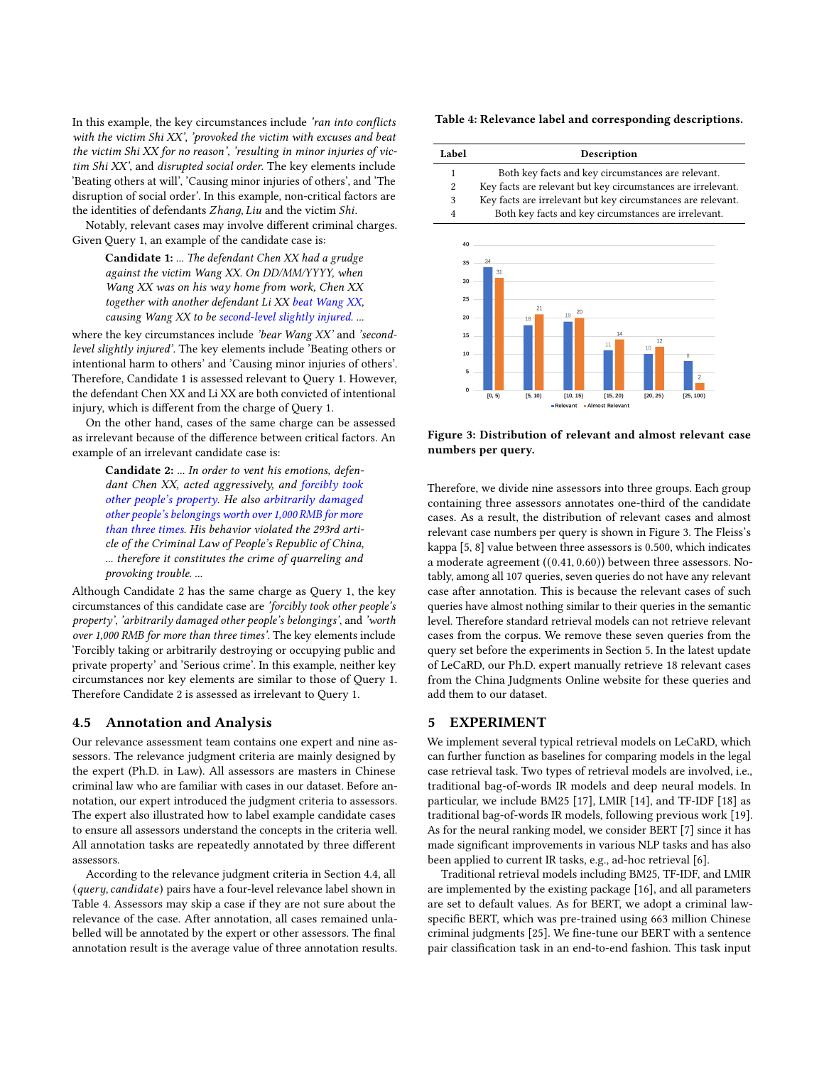In this example, the key circumstances include *'ran into conflicts with the victim Shi XX'*, *'provoked the victim with excuses and beat the victim Shi XX for no reason'*, *'resulting in minor injuries of victim Shi XX'*, and *disrupted social order*. The key elements include 'Beating others at will', 'Causing minor injuries of others', and 'The disruption of social order'. In this example, non-critical factors are the identities of defendants *Zhang, Liu* and the victim *Shi*.

Notably, relevant cases may involve different criminal charges. Given Query 1, an example of the candidate case is:

> **Candidate 1:** *... The defendant Chen XX had a grudge against the victim Wang XX. On DD/MM/YYYY, when Wang XX was on his way home from work, Chen XX together with another defendant Li XX beat Wang XX, causing Wang XX to be second-level slightly injured. ...*

where the key circumstances include *'bear Wang XX'* and *'second-level slightly injured'*. The key elements include 'Beating others or intentional harm to others' and 'Causing minor injuries of others'. Therefore, Candidate 1 is assessed relevant to Query 1. However, the defendant Chen XX and Li XX are both convicted of intentional injury, which is different from the charge of Query 1.

On the other hand, cases of the same charge can be assessed as irrelevant because of the difference between critical factors. An example of an irrelevant candidate case is:

> **Candidate 2:** *... In order to vent his emotions, defendant Chen XX, acted aggressively, and forcibly took other people's property. He also arbitrarily damaged other people's belongings worth over 1,000 RMB for more than three times. His behavior violated the 293rd article of the Criminal Law of People's Republic of China, ... therefore it constitutes the crime of quarreling and provoking trouble. ...*

Although Candidate 2 has the same charge as Query 1, the key circumstances of this candidate case are *'forcibly took other people's property'*, *'arbitrarily damaged other people's belongings'*, and *'worth over 1,000 RMB for more than three times'*. The key elements include 'Forcibly taking or arbitrarily destroying or occupying public and private property' and 'Serious crime'. In this example, neither key circumstances nor key elements are similar to those of Query 1. Therefore Candidate 2 is assessed as irrelevant to Query 1.

## 4.5 Annotation and Analysis

Our relevance assessment team contains one expert and nine assessors. The relevance judgment criteria are mainly designed by the expert (Ph.D. in Law). All assessors are masters in Chinese criminal law who are familiar with cases in our dataset. Before annotation, our expert introduced the judgment criteria to assessors. The expert also illustrated how to label example candidate cases to ensure all assessors understand the concepts in the criteria well. All annotation tasks are repeatedly annotated by three different assessors.

According to the relevance judgment criteria in Section 4.4, all $(query, candidate)$ pairs have a four-level relevance label shown in Table 4. Assessors may skip a case if they are not sure about the relevance of the case. After annotation, all cases remained unlabelled will be annotated by the expert or other assessors. The final annotation result is the average value of three annotation results.

**Table 4: Relevance label and corresponding descriptions.**

| Label | Description |
|---|---|
| 1 | Both key facts and key circumstances are relevant. |
| 2 | Key facts are relevant but key circumstances are irrelevant. |
| 3 | Key facts are irrelevant but key circumstances are relevant. |
| 4 | Both key facts and key circumstances are irrelevant. |

| Range | Relevant | Almost Relevant |
|---|---|---|
| [0, 5) | 34 | 31 |
| [5, 10) | 18 | 21 |
| [10, 15) | 19 | 20 |
| [15, 20) | 11 | 14 |
| [20, 25) | 10 | 12 |
| [25, 100) | 8 | 2 |

**Figure 3: Distribution of relevant and almost relevant case numbers per query.**

Therefore, we divide nine assessors into three groups. Each group containing three assessors annotates one-third of the candidate cases. As a result, the distribution of relevant cases and almost relevant case numbers per query is shown in Figure 3. The Fleiss's kappa [5, 8] value between three assessors is 0.500, which indicates a moderate agreement ((0.41, 0.60)) between three assessors. Notably, among all 107 queries, seven queries do not have any relevant case after annotation. This is because the relevant cases of such queries have almost nothing similar to their queries in the semantic level. Therefore standard retrieval models can not retrieve relevant cases from the corpus. We remove these seven queries from the query set before the experiments in Section 5. In the latest update of LeCaRD, our Ph.D. expert manually retrieve 18 relevant cases from the China Judgments Online website for these queries and add them to our dataset.

# 5 EXPERIMENT

We implement several typical retrieval models on LeCaRD, which can further function as baselines for comparing models in the legal case retrieval task. Two types of retrieval models are involved, i.e., traditional bag-of-words IR models and deep neural models. In particular, we include BM25 [17], LMIR [14], and TF-IDF [18] as traditional bag-of-words IR models, following previous work [19]. As for the neural ranking model, we consider BERT [7] since it has made significant improvements in various NLP tasks and has also been applied to current IR tasks, e.g., ad-hoc retrieval [6].

Traditional retrieval models including BM25, TF-IDF, and LMIR are implemented by the existing package [16], and all parameters are set to default values. As for BERT, we adopt a criminal law-specific BERT, which was pre-trained using 663 million Chinese criminal judgments [25]. We fine-tune our BERT with a sentence pair classification task in an end-to-end fashion. This task input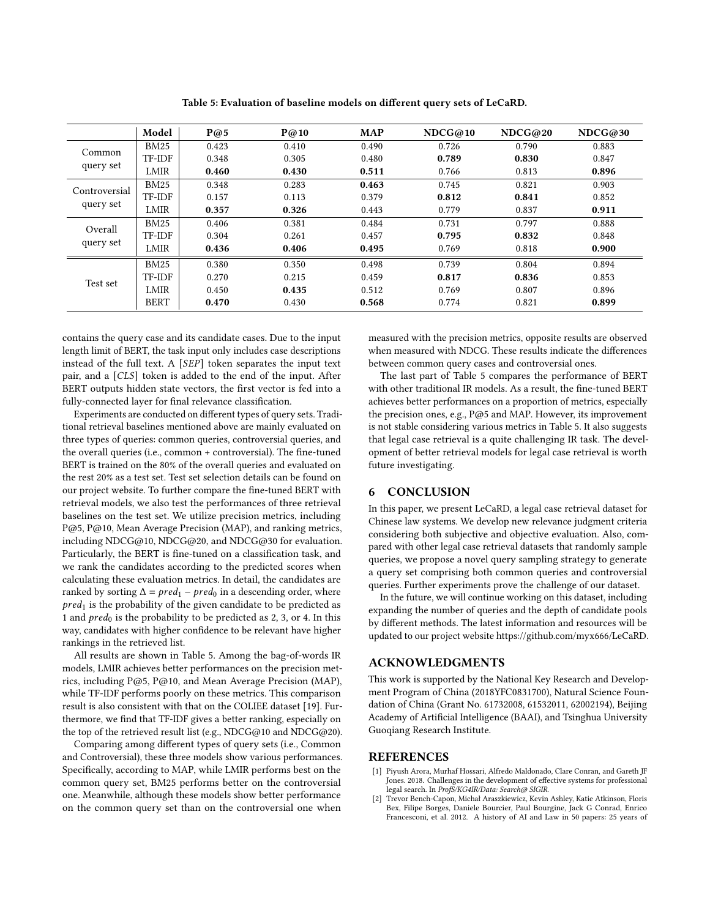Table 5: Evaluation of baseline models on different query sets of LeCaRD.

| | Model | P@5 | P@10 | MAP | NDCG@10 | NDCG@20 | NDCG@30 |
|---|---|---|---|---|---|---|---|
| Common query set | BM25 | 0.423 | 0.410 | 0.490 | 0.726 | 0.790 | 0.883 |
| | TF-IDF | 0.348 | 0.305 | 0.480 | **0.789** | **0.830** | 0.847 |
| | LMIR | **0.460** | **0.430** | **0.511** | 0.766 | 0.813 | **0.896** |
| Controversial query set | BM25 | 0.348 | 0.283 | **0.463** | 0.745 | 0.821 | 0.903 |
| | TF-IDF | 0.157 | 0.113 | 0.379 | **0.812** | **0.841** | 0.852 |
| | LMIR | **0.357** | **0.326** | 0.443 | 0.779 | 0.837 | **0.911** |
| Overall query set | BM25 | 0.406 | 0.381 | 0.484 | 0.731 | 0.797 | 0.888 |
| | TF-IDF | 0.304 | 0.261 | 0.457 | **0.795** | **0.832** | 0.848 |
| | LMIR | **0.436** | **0.406** | **0.495** | 0.769 | 0.818 | **0.900** |
| Test set | BM25 | 0.380 | 0.350 | 0.498 | 0.739 | 0.804 | 0.894 |
| | TF-IDF | 0.270 | 0.215 | 0.459 | **0.817** | **0.836** | 0.853 |
| | LMIR | 0.450 | **0.435** | 0.512 | 0.769 | 0.807 | 0.896 |
| | BERT | **0.470** | 0.430 | **0.568** | 0.774 | 0.821 | **0.899** |

contains the query case and its candidate cases. Due to the input length limit of BERT, the task input only includes case descriptions instead of the full text. A [*SEP*] token separates the input text pair, and a [*CLS*] token is added to the end of the input. After BERT outputs hidden state vectors, the first vector is fed into a fully-connected layer for final relevance classification.

Experiments are conducted on different types of query sets. Traditional retrieval baselines mentioned above are mainly evaluated on three types of queries: common queries, controversial queries, and the overall queries (i.e., common + controversial). The fine-tuned BERT is trained on the 80% of the overall queries and evaluated on the rest 20% as a test set. Test set selection details can be found on our project website. To further compare the fine-tuned BERT with retrieval models, we also test the performances of three retrieval baselines on the test set. We utilize precision metrics, including P@5, P@10, Mean Average Precision (MAP), and ranking metrics, including NDCG@10, NDCG@20, and NDCG@30 for evaluation. Particularly, the BERT is fine-tuned on a classification task, and we rank the candidates according to the predicted scores when calculating these evaluation metrics. In detail, the candidates are ranked by sorting $\Delta = pred_1 - pred_0$ in a descending order, where $pred_1$ is the probability of the given candidate to be predicted as 1 and $pred_0$ is the probability to be predicted as 2, 3, or 4. In this way, candidates with higher confidence to be relevant have higher rankings in the retrieved list.

All results are shown in Table 5. Among the bag-of-words IR models, LMIR achieves better performances on the precision metrics, including P@5, P@10, and Mean Average Precision (MAP), while TF-IDF performs poorly on these metrics. This comparison result is also consistent with that on the COLIEE dataset [19]. Furthermore, we find that TF-IDF gives a better ranking, especially on the top of the retrieved result list (e.g., NDCG@10 and NDCG@20).

Comparing among different types of query sets (i.e., Common and Controversial), these three models show various performances. Specifically, according to MAP, while LMIR performs best on the common query set, BM25 performs better on the controversial one. Meanwhile, although these models show better performance on the common query set than on the controversial one when measured with the precision metrics, opposite results are observed when measured with NDCG. These results indicate the differences between common query cases and controversial ones.

The last part of Table 5 compares the performance of BERT with other traditional IR models. As a result, the fine-tuned BERT achieves better performances on a proportion of metrics, especially the precision ones, e.g., P@5 and MAP. However, its improvement is not stable considering various metrics in Table 5. It also suggests that legal case retrieval is a quite challenging IR task. The development of better retrieval models for legal case retrieval is worth future investigating.

## 6 CONCLUSION

In this paper, we present LeCaRD, a legal case retrieval dataset for Chinese law systems. We develop new relevance judgment criteria considering both subjective and objective evaluation. Also, compared with other legal case retrieval datasets that randomly sample queries, we propose a novel query sampling strategy to generate a query set comprising both common queries and controversial queries. Further experiments prove the challenge of our dataset.

In the future, we will continue working on this dataset, including expanding the number of queries and the depth of candidate pools by different methods. The latest information and resources will be updated to our project website https://github.com/myx666/LeCaRD.

## ACKNOWLEDGMENTS

This work is supported by the National Key Research and Development Program of China (2018YFC0831700), Natural Science Foundation of China (Grant No. 61732008, 61532011, 62002194), Beijing Academy of Artificial Intelligence (BAAI), and Tsinghua University Guoqiang Research Institute.

## REFERENCES

[1] Piyush Arora, Murhaf Hossari, Alfredo Maldonado, Clare Conran, and Gareth JF Jones. 2018. Challenges in the development of effective systems for professional legal search. In *ProfS/KG4IR/Data: Search@ SIGIR*.

[2] Trevor Bench-Capon, Michał Araszkiewicz, Kevin Ashley, Katie Atkinson, Floris Bex, Filipe Borges, Daniele Bourcier, Paul Bourgine, Jack G Conrad, Enrico Francesconi, et al. 2012. A history of AI and Law in 50 papers: 25 years of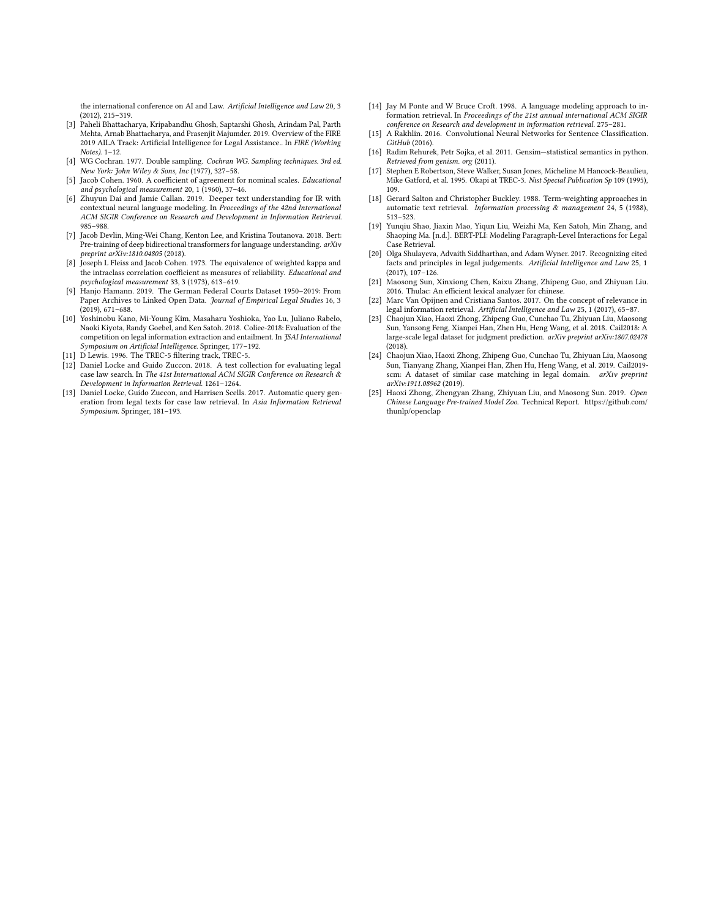the international conference on AI and Law. *Artificial Intelligence and Law* 20, 3 (2012), 215–319.

[3] Paheli Bhattacharya, Kripabandhu Ghosh, Saptarshi Ghosh, Arindam Pal, Parth Mehta, Arnab Bhattacharya, and Prasenjit Majumder. 2019. Overview of the FIRE 2019 AILA Track: Artificial Intelligence for Legal Assistance.. In *FIRE (Working Notes)*. 1–12.

[4] WG Cochran. 1977. Double sampling. *Cochran WG. Sampling techniques. 3rd ed. New York: John Wiley & Sons, Inc* (1977), 327–58.

[5] Jacob Cohen. 1960. A coefficient of agreement for nominal scales. *Educational and psychological measurement* 20, 1 (1960), 37–46.

[6] Zhuyun Dai and Jamie Callan. 2019. Deeper text understanding for IR with contextual neural language modeling. In *Proceedings of the 42nd International ACM SIGIR Conference on Research and Development in Information Retrieval*. 985–988.

[7] Jacob Devlin, Ming-Wei Chang, Kenton Lee, and Kristina Toutanova. 2018. Bert: Pre-training of deep bidirectional transformers for language understanding. *arXiv preprint arXiv:1810.04805* (2018).

[8] Joseph L Fleiss and Jacob Cohen. 1973. The equivalence of weighted kappa and the intraclass correlation coefficient as measures of reliability. *Educational and psychological measurement* 33, 3 (1973), 613–619.

[9] Hanjo Hamann. 2019. The German Federal Courts Dataset 1950–2019: From Paper Archives to Linked Open Data. *Journal of Empirical Legal Studies* 16, 3 (2019), 671–688.

[10] Yoshinobu Kano, Mi-Young Kim, Masaharu Yoshioka, Yao Lu, Juliano Rabelo, Naoki Kiyota, Randy Goebel, and Ken Satoh. 2018. Coliee-2018: Evaluation of the competition on legal information extraction and entailment. In *JSAI International Symposium on Artificial Intelligence*. Springer, 177–192.

[11] D Lewis. 1996. The TREC-5 filtering track, TREC-5.

[12] Daniel Locke and Guido Zuccon. 2018. A test collection for evaluating legal case law search. In *The 41st International ACM SIGIR Conference on Research & Development in Information Retrieval*. 1261–1264.

[13] Daniel Locke, Guido Zuccon, and Harrisen Scells. 2017. Automatic query generation from legal texts for case law retrieval. In *Asia Information Retrieval Symposium*. Springer, 181–193.

[14] Jay M Ponte and W Bruce Croft. 1998. A language modeling approach to information retrieval. In *Proceedings of the 21st annual international ACM SIGIR conference on Research and development in information retrieval*. 275–281.

[15] A Rakhlin. 2016. Convolutional Neural Networks for Sentence Classification. *GitHub* (2016).

[16] Radim Rehurek, Petr Sojka, et al. 2011. Gensim—statistical semantics in python. *Retrieved from genism. org* (2011).

[17] Stephen E Robertson, Steve Walker, Susan Jones, Micheline M Hancock-Beaulieu, Mike Gatford, et al. 1995. Okapi at TREC-3. *Nist Special Publication Sp* 109 (1995), 109.

[18] Gerard Salton and Christopher Buckley. 1988. Term-weighting approaches in automatic text retrieval. *Information processing & management* 24, 5 (1988), 513–523.

[19] Yunqiu Shao, Jiaxin Mao, Yiqun Liu, Weizhi Ma, Ken Satoh, Min Zhang, and Shaoping Ma. [n.d.]. BERT-PLI: Modeling Paragraph-Level Interactions for Legal Case Retrieval.

[20] Olga Shulayeva, Advaith Siddharthan, and Adam Wyner. 2017. Recognizing cited facts and principles in legal judgements. *Artificial Intelligence and Law* 25, 1 (2017), 107–126.

[21] Maosong Sun, Xinxiong Chen, Kaixu Zhang, Zhipeng Guo, and Zhiyuan Liu. 2016. Thulac: An efficient lexical analyzer for chinese.

[22] Marc Van Opijnen and Cristiana Santos. 2017. On the concept of relevance in legal information retrieval. *Artificial Intelligence and Law* 25, 1 (2017), 65–87.

[23] Chaojun Xiao, Haoxi Zhong, Zhipeng Guo, Cunchao Tu, Zhiyuan Liu, Maosong Sun, Yansong Feng, Xianpei Han, Zhen Hu, Heng Wang, et al. 2018. Cail2018: A large-scale legal dataset for judgment prediction. *arXiv preprint arXiv:1807.02478* (2018).

[24] Chaojun Xiao, Haoxi Zhong, Zhipeng Guo, Cunchao Tu, Zhiyuan Liu, Maosong Sun, Tianyang Zhang, Xianpei Han, Zhen Hu, Heng Wang, et al. 2019. Cail2019-scm: A dataset of similar case matching in legal domain. *arXiv preprint arXiv:1911.08962* (2019).

[25] Haoxi Zhong, Zhengyan Zhang, Zhiyuan Liu, and Maosong Sun. 2019. *Open Chinese Language Pre-trained Model Zoo*. Technical Report. https://github.com/thunlp/openclap